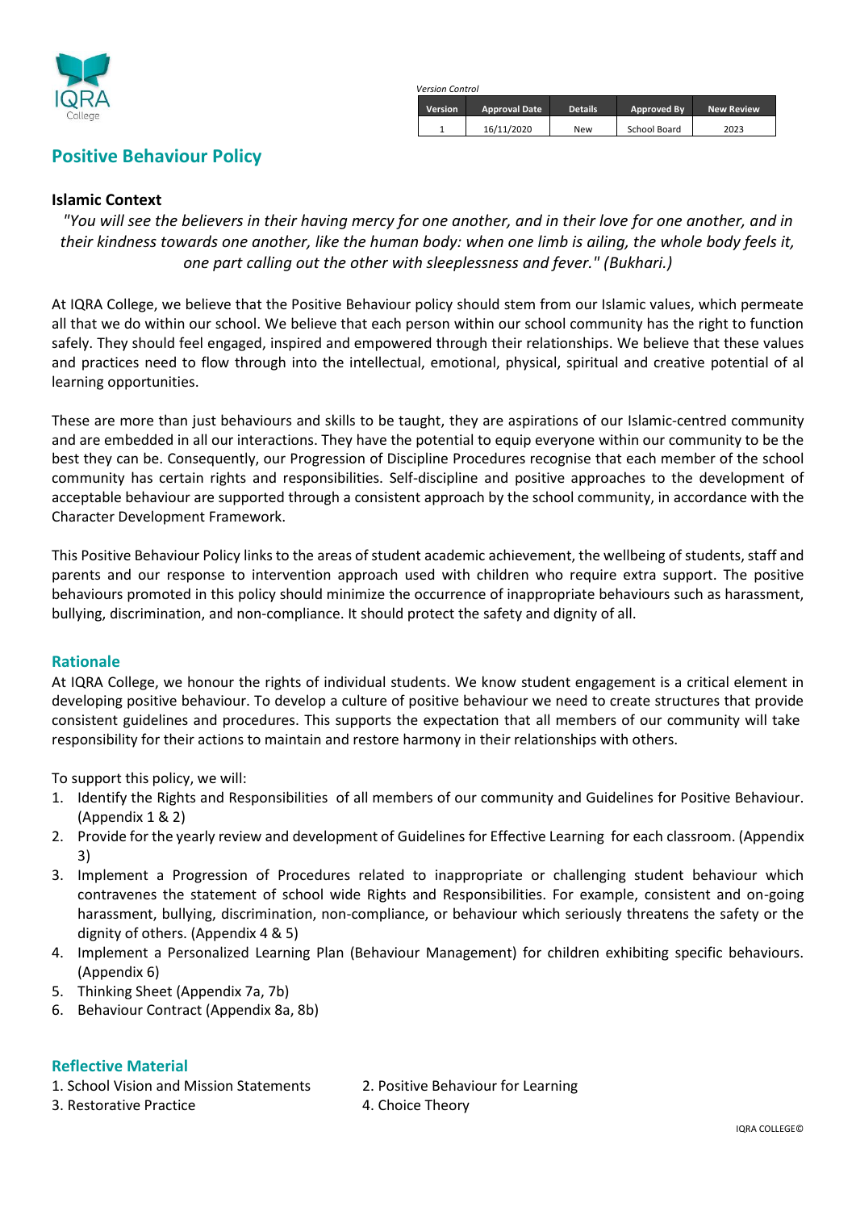IQRA College

*Version Control*

| Version | Approval Date | Details | Approved By | New Review |
|---|---|---|---|---|
| 1 | 16/11/2020 | New | School Board | 2023 |

# Positive Behaviour Policy

### Islamic Context

*"You will see the believers in their having mercy for one another, and in their love for one another, and in their kindness towards one another, like the human body: when one limb is ailing, the whole body feels it, one part calling out the other with sleeplessness and fever." (Bukhari.)*

At IQRA College, we believe that the Positive Behaviour policy should stem from our Islamic values, which permeate all that we do within our school. We believe that each person within our school community has the right to function safely. They should feel engaged, inspired and empowered through their relationships. We believe that these values and practices need to flow through into the intellectual, emotional, physical, spiritual and creative potential of al learning opportunities.

These are more than just behaviours and skills to be taught, they are aspirations of our Islamic-centred community and are embedded in all our interactions. They have the potential to equip everyone within our community to be the best they can be. Consequently, our Progression of Discipline Procedures recognise that each member of the school community has certain rights and responsibilities. Self-discipline and positive approaches to the development of acceptable behaviour are supported through a consistent approach by the school community, in accordance with the Character Development Framework.

This Positive Behaviour Policy links to the areas of student academic achievement, the wellbeing of students, staff and parents and our response to intervention approach used with children who require extra support. The positive behaviours promoted in this policy should minimize the occurrence of inappropriate behaviours such as harassment, bullying, discrimination, and non-compliance. It should protect the safety and dignity of all.

## Rationale

At IQRA College, we honour the rights of individual students. We know student engagement is a critical element in developing positive behaviour. To develop a culture of positive behaviour we need to create structures that provide consistent guidelines and procedures. This supports the expectation that all members of our community will take responsibility for their actions to maintain and restore harmony in their relationships with others.

To support this policy, we will:

1. Identify the Rights and Responsibilities of all members of our community and Guidelines for Positive Behaviour. (Appendix 1 & 2)
2. Provide for the yearly review and development of Guidelines for Effective Learning for each classroom. (Appendix 3)
3. Implement a Progression of Procedures related to inappropriate or challenging student behaviour which contravenes the statement of school wide Rights and Responsibilities. For example, consistent and on-going harassment, bullying, discrimination, non-compliance, or behaviour which seriously threatens the safety or the dignity of others. (Appendix 4 & 5)
4. Implement a Personalized Learning Plan (Behaviour Management) for children exhibiting specific behaviours. (Appendix 6)
5. Thinking Sheet (Appendix 7a, 7b)
6. Behaviour Contract (Appendix 8a, 8b)

## Reflective Material

1. School Vision and Mission Statements
2. Positive Behaviour for Learning
3. Restorative Practice
4. Choice Theory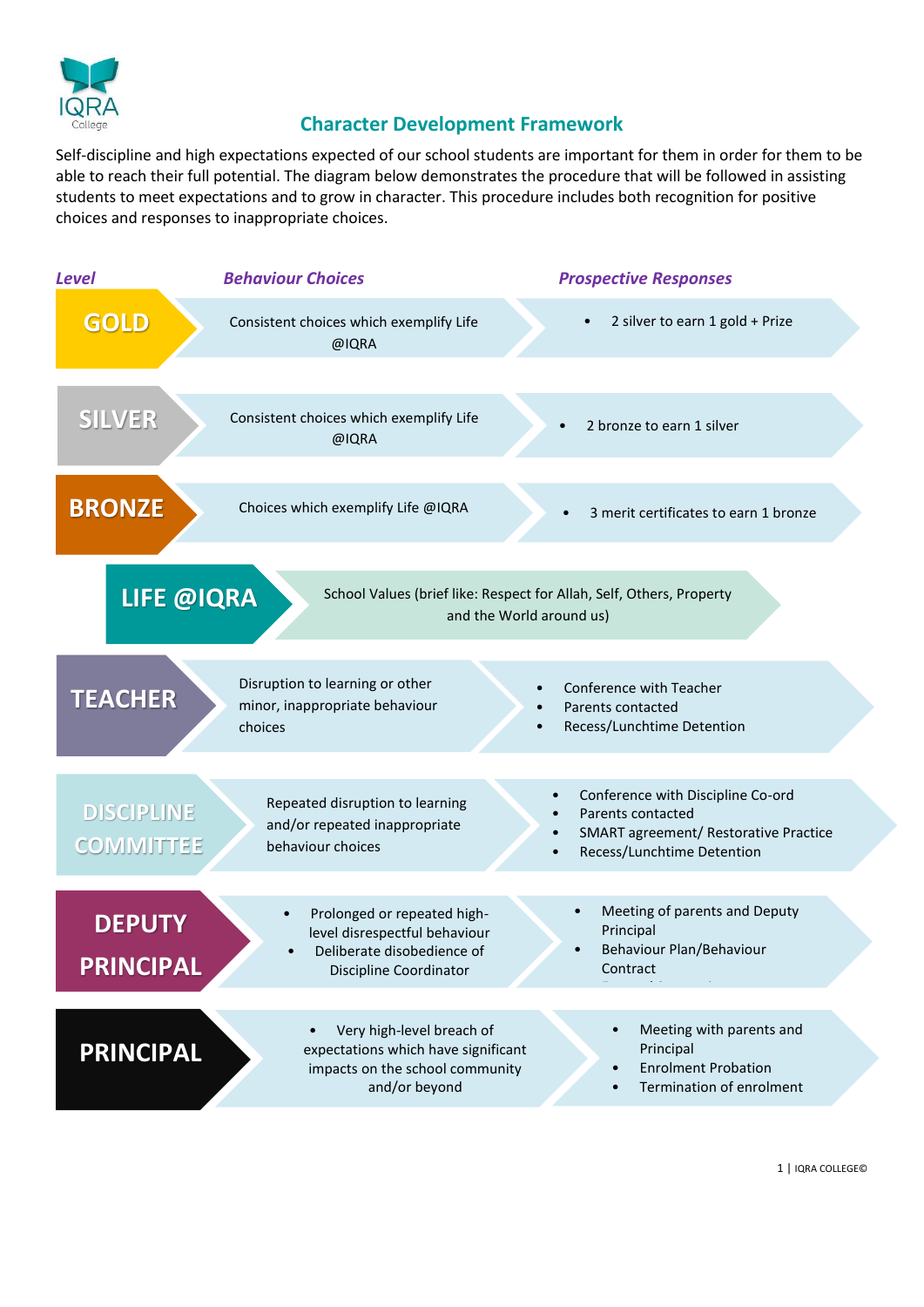# Character Development Framework

Self-discipline and high expectations expected of our school students are important for them in order for them to be able to reach their full potential. The diagram below demonstrates the procedure that will be followed in assisting students to meet expectations and to grow in character. This procedure includes both recognition for positive choices and responses to inappropriate choices.

| *Level* | *Behaviour Choices* | *Prospective Responses* |
|---|---|---|
| **GOLD** | Consistent choices which exemplify Life @IQRA | • 2 silver to earn 1 gold + Prize |
| **SILVER** | Consistent choices which exemplify Life @IQRA | • 2 bronze to earn 1 silver |
| **BRONZE** | Choices which exemplify Life @IQRA | • 3 merit certificates to earn 1 bronze |
| **LIFE @IQRA** | School Values (brief like: Respect for Allah, Self, Others, Property and the World around us) | |
| **TEACHER** | Disruption to learning or other minor, inappropriate behaviour choices | • Conference with Teacher<br>• Parents contacted<br>• Recess/Lunchtime Detention |
| **DISCIPLINE COMMITTEE** | Repeated disruption to learning and/or repeated inappropriate behaviour choices | • Conference with Discipline Co-ord<br>• Parents contacted<br>• SMART agreement/ Restorative Practice<br>• Recess/Lunchtime Detention |
| **DEPUTY PRINCIPAL** | • Prolonged or repeated high-level disrespectful behaviour<br>• Deliberate disobedience of Discipline Coordinator | • Meeting of parents and Deputy Principal<br>• Behaviour Plan/Behaviour Contract |
| **PRINCIPAL** | • Very high-level breach of expectations which have significant impacts on the school community and/or beyond | • Meeting with parents and Principal<br>• Enrolment Probation<br>• Termination of enrolment |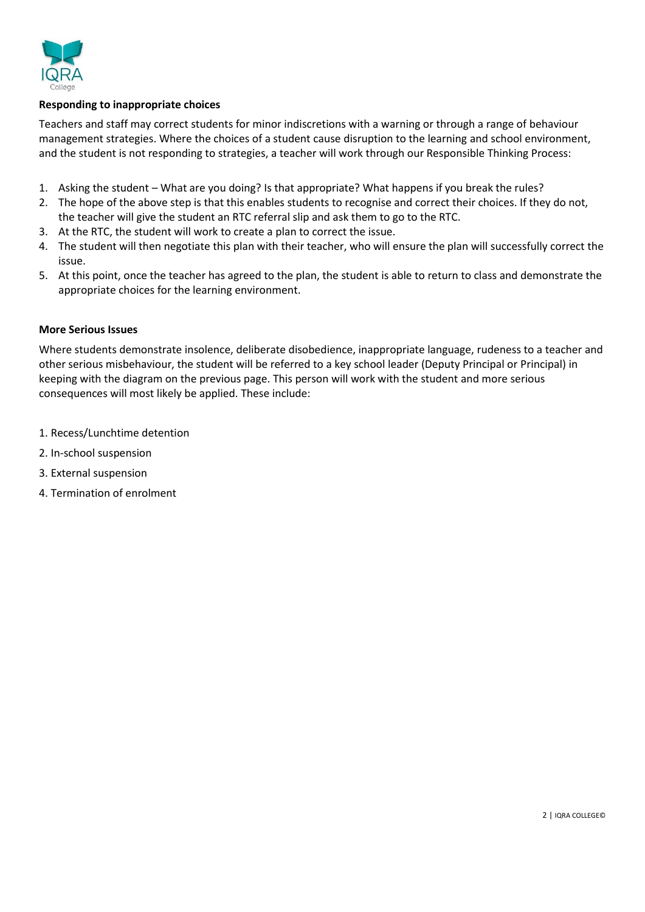### Responding to inappropriate choices

Teachers and staff may correct students for minor indiscretions with a warning or through a range of behaviour management strategies. Where the choices of a student cause disruption to the learning and school environment, and the student is not responding to strategies, a teacher will work through our Responsible Thinking Process:

1. Asking the student – What are you doing? Is that appropriate? What happens if you break the rules?
2. The hope of the above step is that this enables students to recognise and correct their choices. If they do not, the teacher will give the student an RTC referral slip and ask them to go to the RTC.
3. At the RTC, the student will work to create a plan to correct the issue.
4. The student will then negotiate this plan with their teacher, who will ensure the plan will successfully correct the issue.
5. At this point, once the teacher has agreed to the plan, the student is able to return to class and demonstrate the appropriate choices for the learning environment.

### More Serious Issues

Where students demonstrate insolence, deliberate disobedience, inappropriate language, rudeness to a teacher and other serious misbehaviour, the student will be referred to a key school leader (Deputy Principal or Principal) in keeping with the diagram on the previous page. This person will work with the student and more serious consequences will most likely be applied. These include:

1. Recess/Lunchtime detention
2. In-school suspension
3. External suspension
4. Termination of enrolment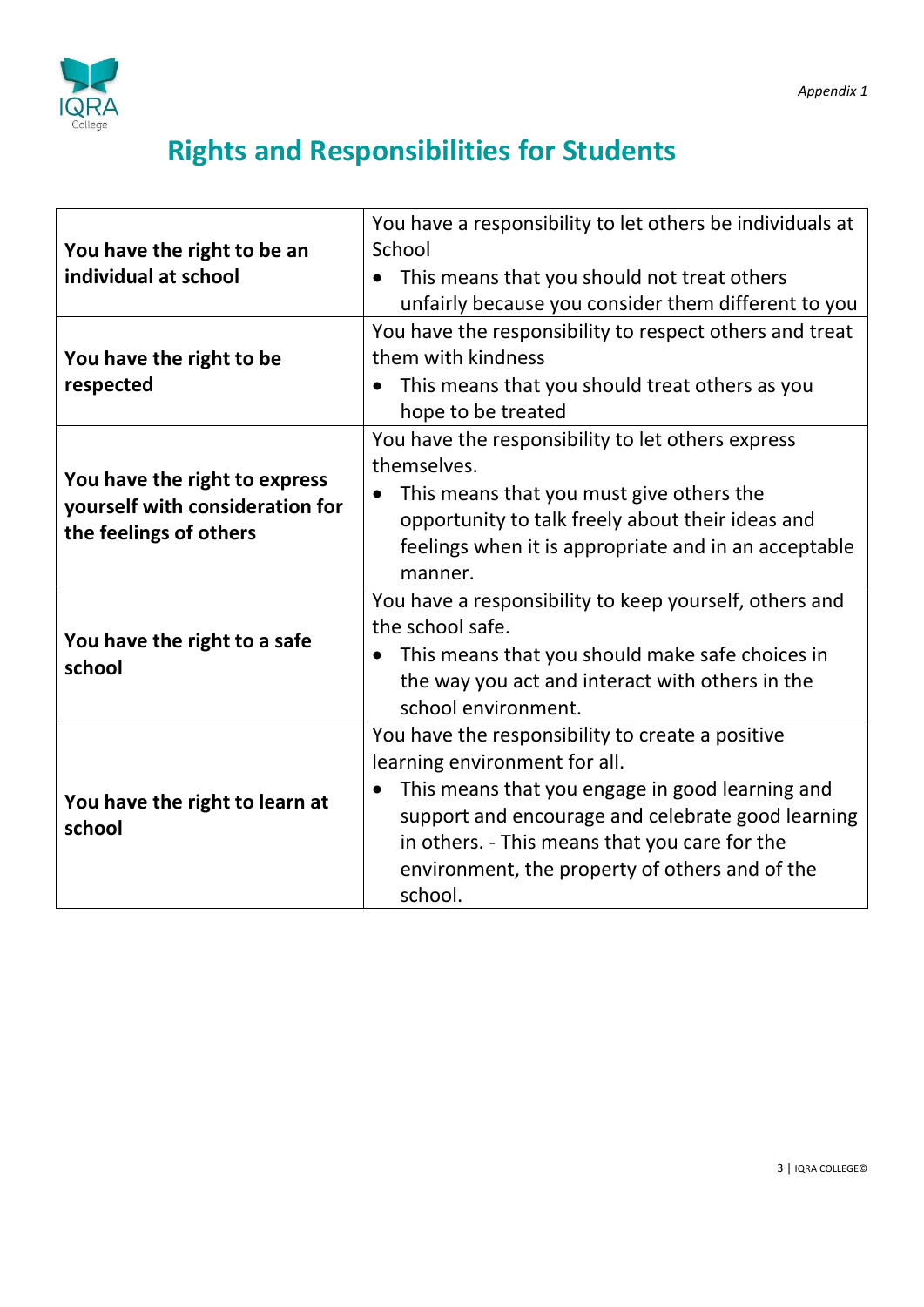*Appendix 1*

# Rights and Responsibilities for Students

| | |
|---|---|
| **You have the right to be an individual at school** | You have a responsibility to let others be individuals at School<br>• This means that you should not treat others unfairly because you consider them different to you |
| **You have the right to be respected** | You have the responsibility to respect others and treat them with kindness<br>• This means that you should treat others as you hope to be treated |
| **You have the right to express yourself with consideration for the feelings of others** | You have the responsibility to let others express themselves.<br>• This means that you must give others the opportunity to talk freely about their ideas and feelings when it is appropriate and in an acceptable manner. |
| **You have the right to a safe school** | You have a responsibility to keep yourself, others and the school safe.<br>• This means that you should make safe choices in the way you act and interact with others in the school environment. |
| **You have the right to learn at school** | You have the responsibility to create a positive learning environment for all.<br>• This means that you engage in good learning and support and encourage and celebrate good learning in others. - This means that you care for the environment, the property of others and of the school. |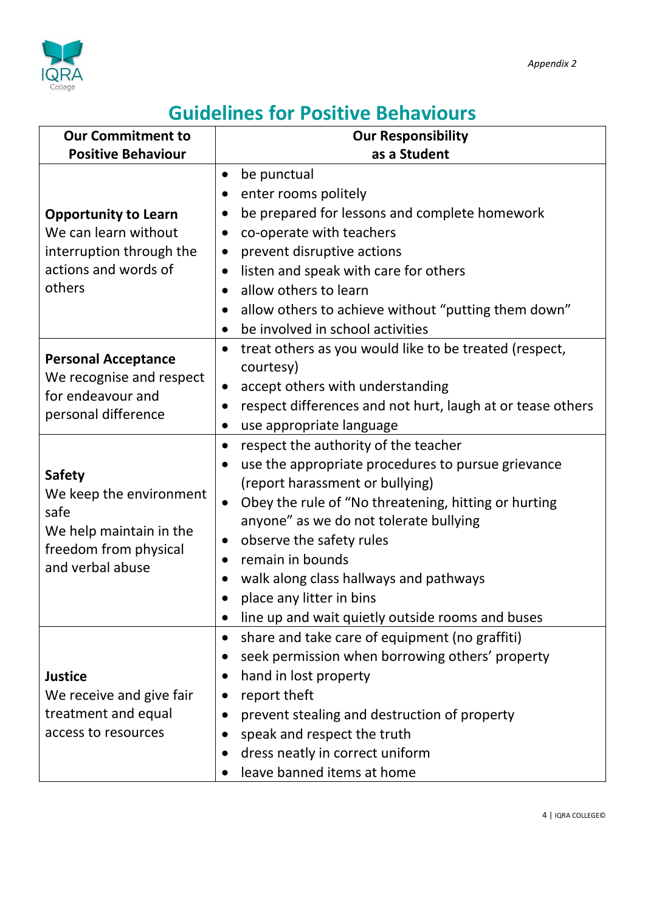*Appendix 2*

# Guidelines for Positive Behaviours

| Our Commitment to Positive Behaviour | Our Responsibility as a Student |
|---|---|
| **Opportunity to Learn**<br>We can learn without interruption through the actions and words of others | • be punctual<br>• enter rooms politely<br>• be prepared for lessons and complete homework<br>• co-operate with teachers<br>• prevent disruptive actions<br>• listen and speak with care for others<br>• allow others to learn<br>• allow others to achieve without "putting them down"<br>• be involved in school activities |
| **Personal Acceptance**<br>We recognise and respect for endeavour and personal difference | • treat others as you would like to be treated (respect, courtesy)<br>• accept others with understanding<br>• respect differences and not hurt, laugh at or tease others<br>• use appropriate language |
| **Safety**<br>We keep the environment safe<br>We help maintain in the freedom from physical and verbal abuse | • respect the authority of the teacher<br>• use the appropriate procedures to pursue grievance (report harassment or bullying)<br>• Obey the rule of "No threatening, hitting or hurting anyone" as we do not tolerate bullying<br>• observe the safety rules<br>• remain in bounds<br>• walk along class hallways and pathways<br>• place any litter in bins<br>• line up and wait quietly outside rooms and buses |
| **Justice**<br>We receive and give fair treatment and equal access to resources | • share and take care of equipment (no graffiti)<br>• seek permission when borrowing others' property<br>• hand in lost property<br>• report theft<br>• prevent stealing and destruction of property<br>• speak and respect the truth<br>• dress neatly in correct uniform<br>• leave banned items at home |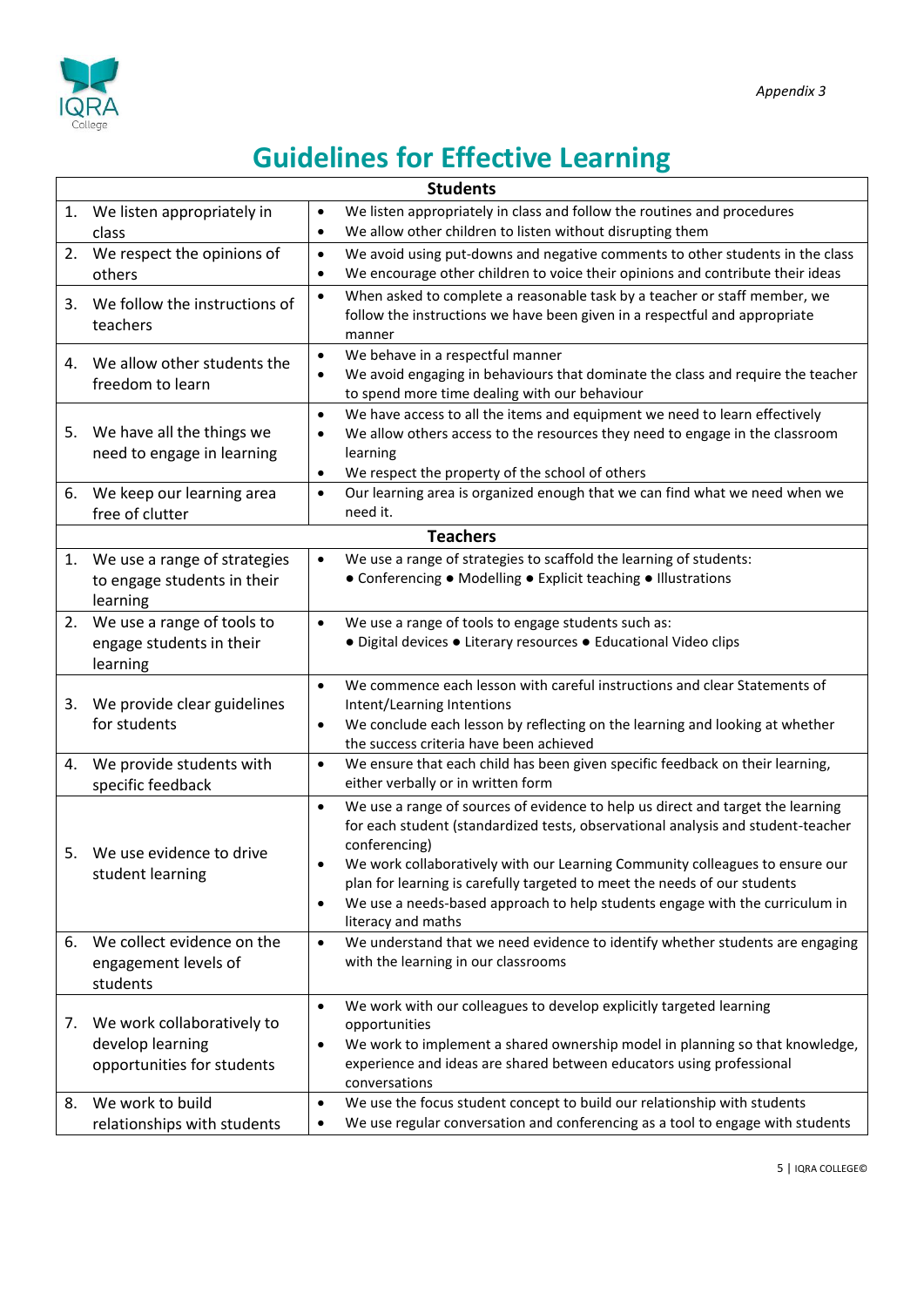*Appendix 3*

# Guidelines for Effective Learning

| Students | |
|---|---|
| 1. We listen appropriately in class | • We listen appropriately in class and follow the routines and procedures<br>• We allow other children to listen without disrupting them |
| 2. We respect the opinions of others | • We avoid using put-downs and negative comments to other students in the class<br>• We encourage other children to voice their opinions and contribute their ideas |
| 3. We follow the instructions of teachers | • When asked to complete a reasonable task by a teacher or staff member, we follow the instructions we have been given in a respectful and appropriate manner |
| 4. We allow other students the freedom to learn | • We behave in a respectful manner<br>• We avoid engaging in behaviours that dominate the class and require the teacher to spend more time dealing with our behaviour |
| 5. We have all the things we need to engage in learning | • We have access to all the items and equipment we need to learn effectively<br>• We allow others access to the resources they need to engage in the classroom learning<br>• We respect the property of the school of others |
| 6. We keep our learning area free of clutter | • Our learning area is organized enough that we can find what we need when we need it. |
| **Teachers** | |
| 1. We use a range of strategies to engage students in their learning | • We use a range of strategies to scaffold the learning of students:<br>● Conferencing ● Modelling ● Explicit teaching ● Illustrations |
| 2. We use a range of tools to engage students in their learning | • We use a range of tools to engage students such as:<br>● Digital devices ● Literary resources ● Educational Video clips |
| 3. We provide clear guidelines for students | • We commence each lesson with careful instructions and clear Statements of Intent/Learning Intentions<br>• We conclude each lesson by reflecting on the learning and looking at whether the success criteria have been achieved |
| 4. We provide students with specific feedback | • We ensure that each child has been given specific feedback on their learning, either verbally or in written form |
| 5. We use evidence to drive student learning | • We use a range of sources of evidence to help us direct and target the learning for each student (standardized tests, observational analysis and student-teacher conferencing)<br>• We work collaboratively with our Learning Community colleagues to ensure our plan for learning is carefully targeted to meet the needs of our students<br>• We use a needs-based approach to help students engage with the curriculum in literacy and maths |
| 6. We collect evidence on the engagement levels of students | • We understand that we need evidence to identify whether students are engaging with the learning in our classrooms |
| 7. We work collaboratively to develop learning opportunities for students | • We work with our colleagues to develop explicitly targeted learning opportunities<br>• We work to implement a shared ownership model in planning so that knowledge, experience and ideas are shared between educators using professional conversations |
| 8. We work to build relationships with students | • We use the focus student concept to build our relationship with students<br>• We use regular conversation and conferencing as a tool to engage with students |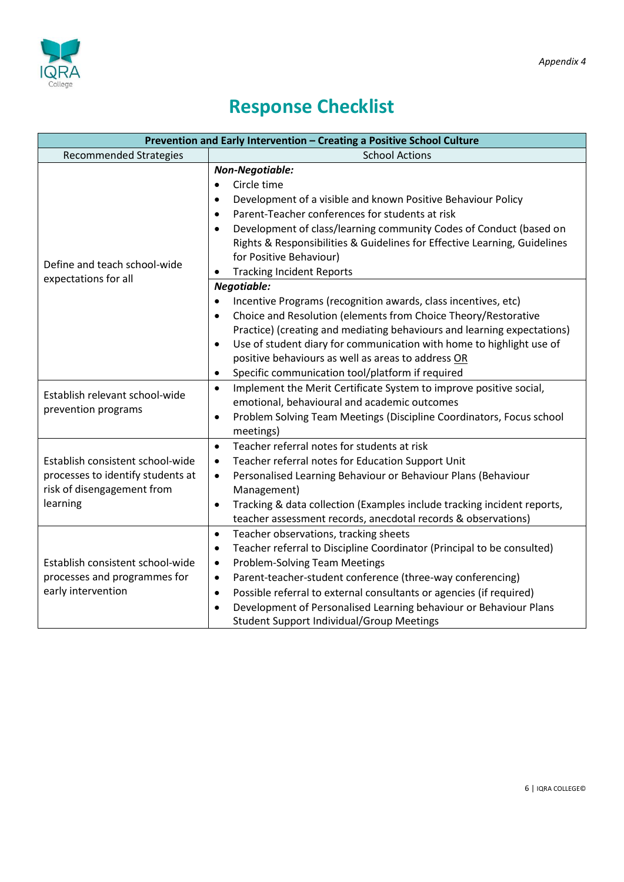*Appendix 4*

# Response Checklist

| Prevention and Early Intervention – Creating a Positive School Culture | |
|---|---|
| Recommended Strategies | School Actions |
| Define and teach school-wide expectations for all | ***Non-Negotiable:***<br>• Circle time<br>• Development of a visible and known Positive Behaviour Policy<br>• Parent-Teacher conferences for students at risk<br>• Development of class/learning community Codes of Conduct (based on Rights & Responsibilities & Guidelines for Effective Learning, Guidelines for Positive Behaviour)<br>• Tracking Incident Reports<br>***Negotiable:***<br>• Incentive Programs (recognition awards, class incentives, etc)<br>• Choice and Resolution (elements from Choice Theory/Restorative Practice) (creating and mediating behaviours and learning expectations)<br>• Use of student diary for communication with home to highlight use of positive behaviours as well as areas to address <u>OR</u><br>• Specific communication tool/platform if required |
| Establish relevant school-wide prevention programs | • Implement the Merit Certificate System to improve positive social, emotional, behavioural and academic outcomes<br>• Problem Solving Team Meetings (Discipline Coordinators, Focus school meetings) |
| Establish consistent school-wide processes to identify students at risk of disengagement from learning | • Teacher referral notes for students at risk<br>• Teacher referral notes for Education Support Unit<br>• Personalised Learning Behaviour or Behaviour Plans (Behaviour Management)<br>• Tracking & data collection (Examples include tracking incident reports, teacher assessment records, anecdotal records & observations) |
| Establish consistent school-wide processes and programmes for early intervention | • Teacher observations, tracking sheets<br>• Teacher referral to Discipline Coordinator (Principal to be consulted)<br>• Problem-Solving Team Meetings<br>• Parent-teacher-student conference (three-way conferencing)<br>• Possible referral to external consultants or agencies (if required)<br>• Development of Personalised Learning behaviour or Behaviour Plans Student Support Individual/Group Meetings |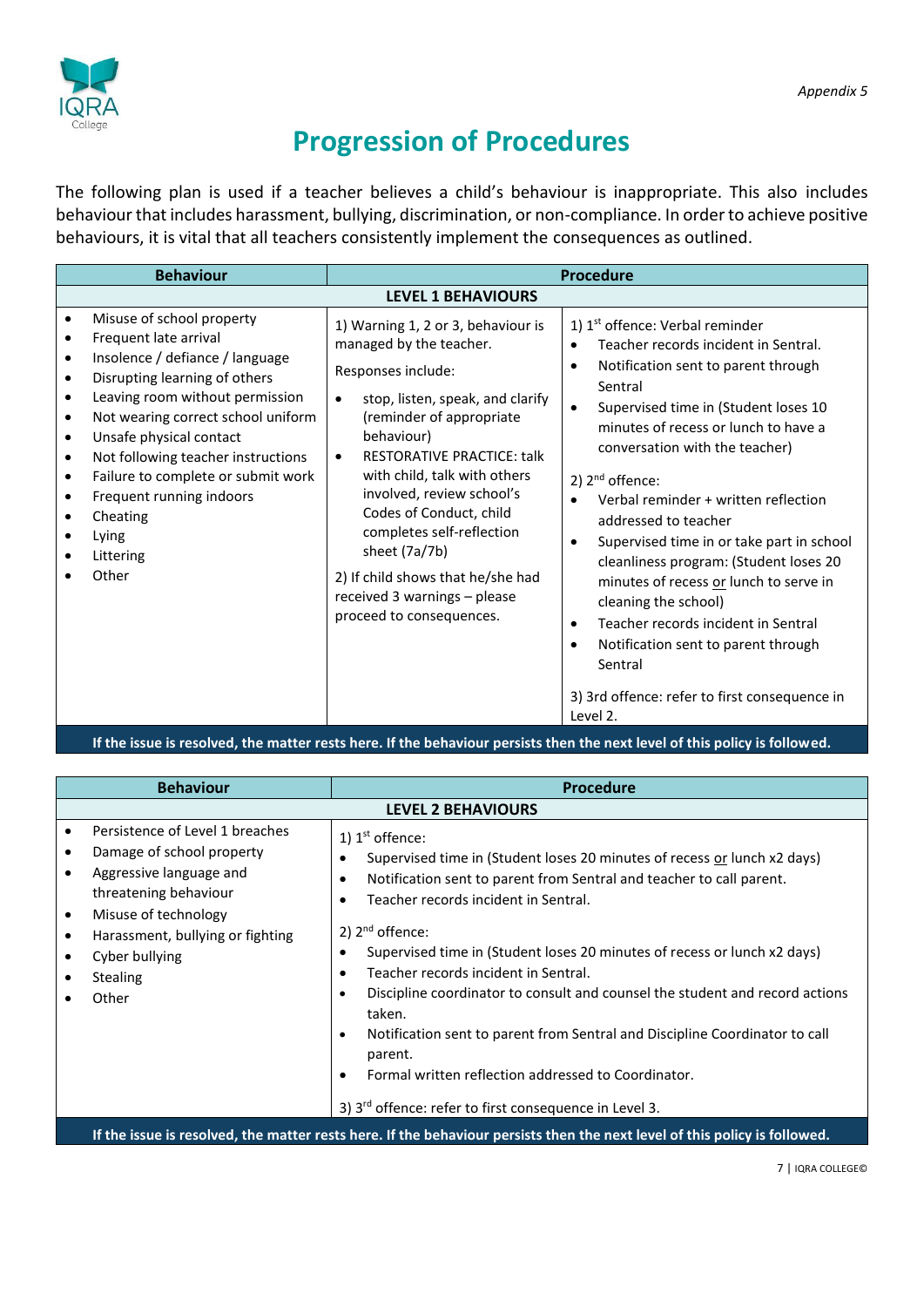*Appendix 5*

# Progression of Procedures

The following plan is used if a teacher believes a child's behaviour is inappropriate. This also includes behaviour that includes harassment, bullying, discrimination, or non-compliance. In order to achieve positive behaviours, it is vital that all teachers consistently implement the consequences as outlined.

| Behaviour | Procedure | |
|---|---|---|
| **LEVEL 1 BEHAVIOURS** | | |
| • Misuse of school property<br>• Frequent late arrival<br>• Insolence / defiance / language<br>• Disrupting learning of others<br>• Leaving room without permission<br>• Not wearing correct school uniform<br>• Unsafe physical contact<br>• Not following teacher instructions<br>• Failure to complete or submit work<br>• Frequent running indoors<br>• Cheating<br>• Lying<br>• Littering<br>• Other | 1) Warning 1, 2 or 3, behaviour is managed by the teacher.<br><br>Responses include:<br>• stop, listen, speak, and clarify (reminder of appropriate behaviour)<br>• RESTORATIVE PRACTICE: talk with child, talk with others involved, review school's Codes of Conduct, child completes self-reflection sheet (7a/7b)<br><br>2) If child shows that he/she had received 3 warnings – please proceed to consequences. | 1) 1st offence: Verbal reminder<br>• Teacher records incident in Sentral.<br>• Notification sent to parent through Sentral<br>• Supervised time in (Student loses 10 minutes of recess or lunch to have a conversation with the teacher)<br><br>2) 2nd offence:<br>• Verbal reminder + written reflection addressed to teacher<br>• Supervised time in or take part in school cleanliness program: (Student loses 20 minutes of recess <u>or</u> lunch to serve in cleaning the school)<br>• Teacher records incident in Sentral<br>• Notification sent to parent through Sentral<br><br>3) 3rd offence: refer to first consequence in Level 2. |
| **If the issue is resolved, the matter rests here. If the behaviour persists then the next level of this policy is followed.** | | |

| Behaviour | Procedure |
|---|---|
| **LEVEL 2 BEHAVIOURS** | |
| • Persistence of Level 1 breaches<br>• Damage of school property<br>• Aggressive language and threatening behaviour<br>• Misuse of technology<br>• Harassment, bullying or fighting<br>• Cyber bullying<br>• Stealing<br>• Other | 1) 1st offence:<br>• Supervised time in (Student loses 20 minutes of recess <u>or</u> lunch x2 days)<br>• Notification sent to parent from Sentral and teacher to call parent.<br>• Teacher records incident in Sentral.<br><br>2) 2nd offence:<br>• Supervised time in (Student loses 20 minutes of recess or lunch x2 days)<br>• Teacher records incident in Sentral.<br>• Discipline coordinator to consult and counsel the student and record actions taken.<br>• Notification sent to parent from Sentral and Discipline Coordinator to call parent.<br>• Formal written reflection addressed to Coordinator.<br><br>3) 3rd offence: refer to first consequence in Level 3. |
| **If the issue is resolved, the matter rests here. If the behaviour persists then the next level of this policy is followed.** | |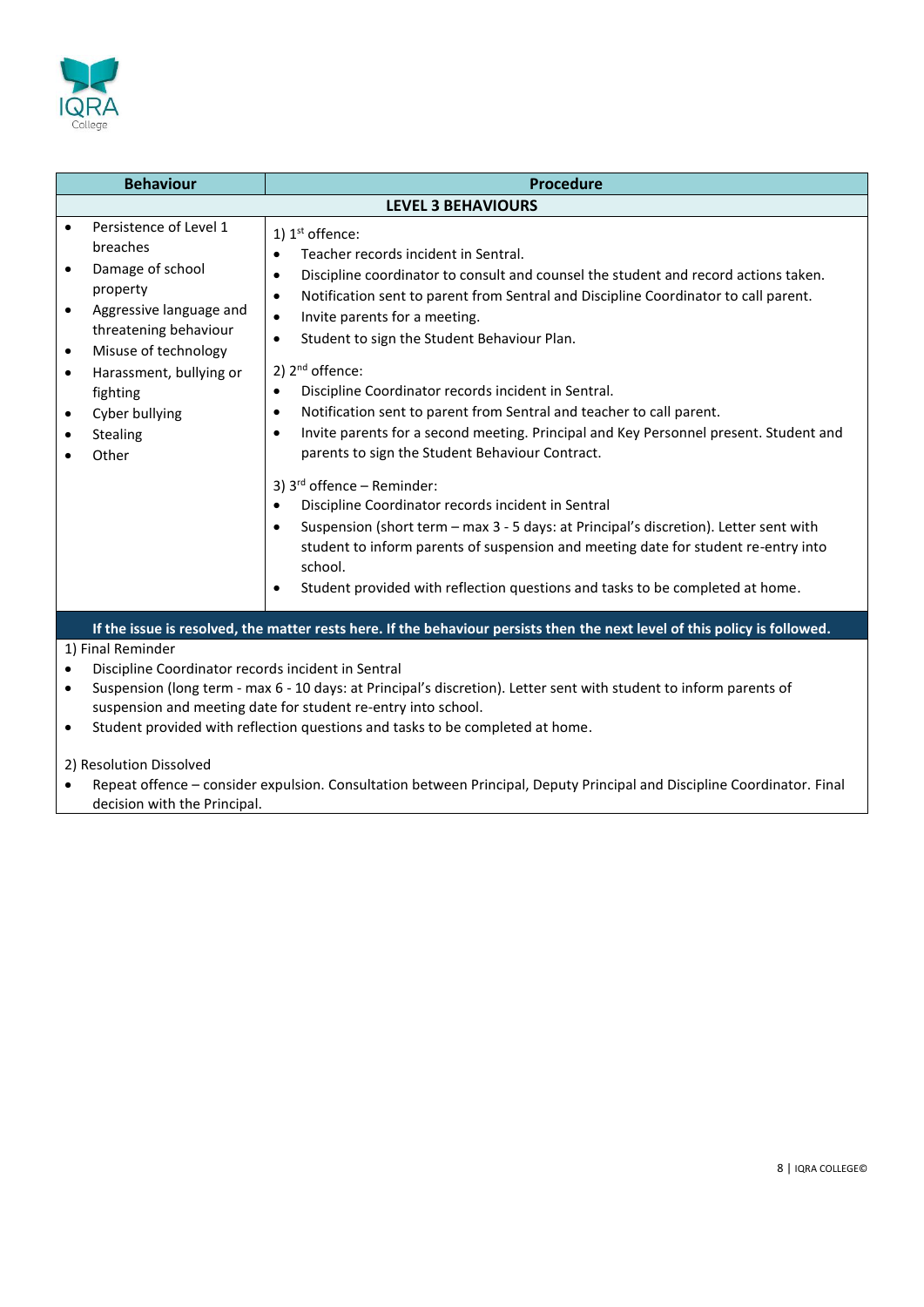| Behaviour | Procedure |
|---|---|
| **LEVEL 3 BEHAVIOURS** | |
| • Persistence of Level 1 breaches<br>• Damage of school property<br>• Aggressive language and threatening behaviour<br>• Misuse of technology<br>• Harassment, bullying or fighting<br>• Cyber bullying<br>• Stealing<br>• Other | 1) 1st offence:<br>• Teacher records incident in Sentral.<br>• Discipline coordinator to consult and counsel the student and record actions taken.<br>• Notification sent to parent from Sentral and Discipline Coordinator to call parent.<br>• Invite parents for a meeting.<br>• Student to sign the Student Behaviour Plan.<br><br>2) 2nd offence:<br>• Discipline Coordinator records incident in Sentral.<br>• Notification sent to parent from Sentral and teacher to call parent.<br>• Invite parents for a second meeting. Principal and Key Personnel present. Student and parents to sign the Student Behaviour Contract.<br><br>3) 3rd offence – Reminder:<br>• Discipline Coordinator records incident in Sentral<br>• Suspension (short term – max 3 - 5 days: at Principal's discretion). Letter sent with student to inform parents of suspension and meeting date for student re-entry into school.<br>• Student provided with reflection questions and tasks to be completed at home. |

**If the issue is resolved, the matter rests here. If the behaviour persists then the next level of this policy is followed.**

1) Final Reminder

- Discipline Coordinator records incident in Sentral
- Suspension (long term - max 6 - 10 days: at Principal's discretion). Letter sent with student to inform parents of suspension and meeting date for student re-entry into school.
- Student provided with reflection questions and tasks to be completed at home.

2) Resolution Dissolved

- Repeat offence – consider expulsion. Consultation between Principal, Deputy Principal and Discipline Coordinator. Final decision with the Principal.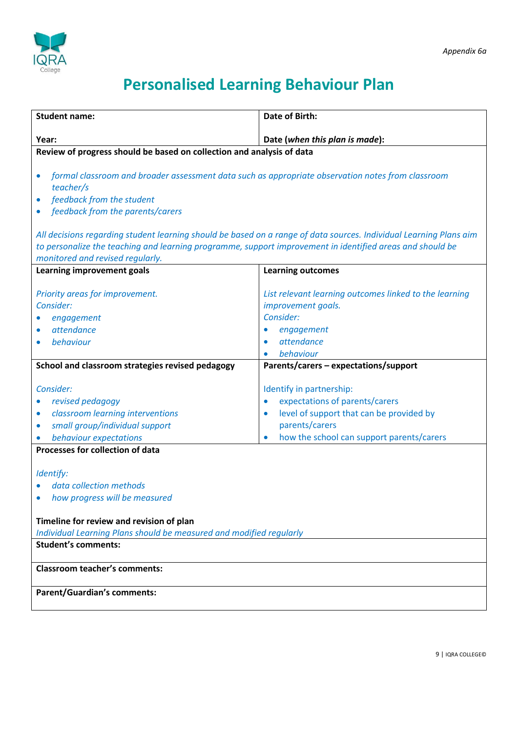Appendix 6a

# Personalised Learning Behaviour Plan

| **Student name:**<br><br>**Year:** | **Date of Birth:**<br><br>**Date (*when this plan is made*):** |
|---|---|
| **Review of progress should be based on collection and analysis of data**<br><br>• *formal classroom and broader assessment data such as appropriate observation notes from classroom teacher/s*<br>• *feedback from the student*<br>• *feedback from the parents/carers*<br><br>*All decisions regarding student learning should be based on a range of data sources. Individual Learning Plans aim to personalize the teaching and learning programme, support improvement in identified areas and should be monitored and revised regularly.* | |
| **Learning improvement goals**<br><br>*Priority areas for improvement.*<br>*Consider:*<br>• *engagement*<br>• *attendance*<br>• *behaviour* | **Learning outcomes**<br><br>*List relevant learning outcomes linked to the learning improvement goals.*<br>*Consider:*<br>• *engagement*<br>• *attendance*<br>• *behaviour* |
| **School and classroom strategies revised pedagogy**<br><br>*Consider:*<br>• *revised pedagogy*<br>• *classroom learning interventions*<br>• *small group/individual support*<br>• *behaviour expectations* | **Parents/carers – expectations/support**<br><br>Identify in partnership:<br>• expectations of parents/carers<br>• level of support that can be provided by parents/carers<br>• how the school can support parents/carers |
| **Processes for collection of data**<br><br>*Identify:*<br>• *data collection methods*<br>• *how progress will be measured*<br><br>**Timeline for review and revision of plan**<br>*Individual Learning Plans should be measured and modified regularly* | |
| **Student's comments:** | |
| **Classroom teacher's comments:** | |
| **Parent/Guardian's comments:** | |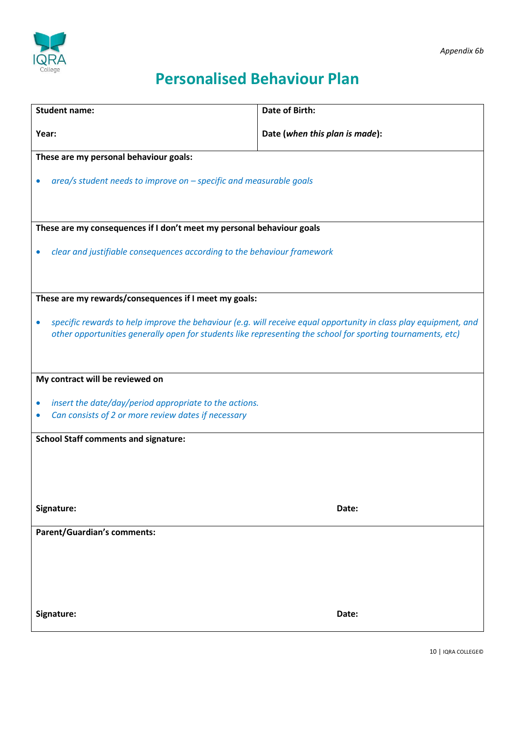*Appendix 6b*

# Personalised Behaviour Plan

| **Student name:** | **Date of Birth:** |
|---|---|
| **Year:** | **Date (*when this plan is made*):** |

**These are my personal behaviour goals:**

- *area/s student needs to improve on – specific and measurable goals*

**These are my consequences if I don't meet my personal behaviour goals**

- *clear and justifiable consequences according to the behaviour framework*

**These are my rewards/consequences if I meet my goals:**

- *specific rewards to help improve the behaviour (e.g. will receive equal opportunity in class play equipment, and other opportunities generally open for students like representing the school for sporting tournaments, etc)*

**My contract will be reviewed on**

- *insert the date/day/period appropriate to the actions.*
- *Can consists of 2 or more review dates if necessary*

**School Staff comments and signature:**

**Signature:** **Date:**

**Parent/Guardian's comments:**

**Signature:** **Date:**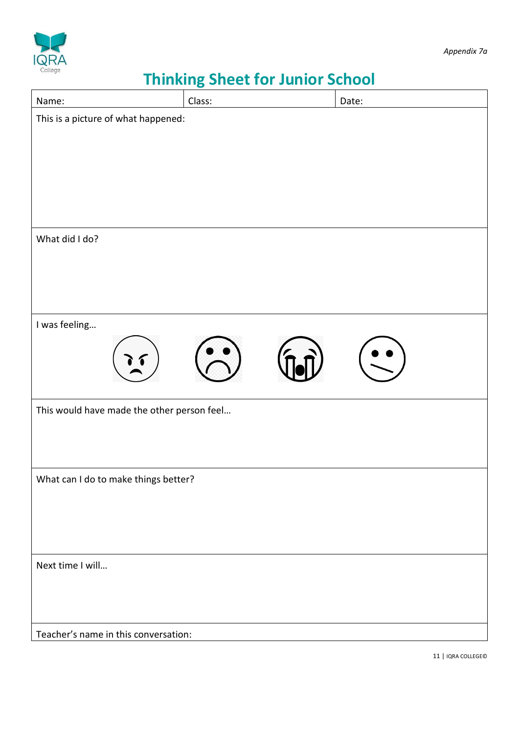*Appendix 7a*

# Thinking Sheet for Junior School

| Name: | Class: | Date: |
|---|---|---|
| This is a picture of what happened: | | |
| What did I do? | | |
| I was feeling… | | |
| This would have made the other person feel… | | |
| What can I do to make things better? | | |
| Next time I will… | | |
| Teacher's name in this conversation: | | |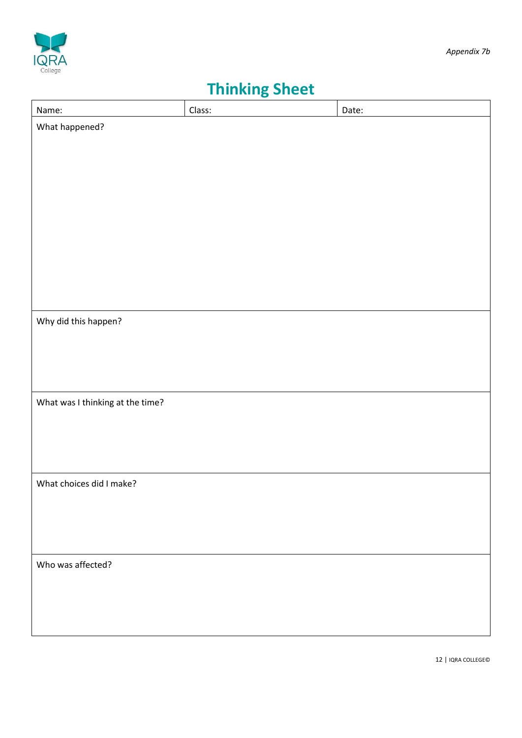*Appendix 7b*

# Thinking Sheet

| Name: | Class: | Date: |
| --- | --- | --- |
| What happened? | | |
| Why did this happen? | | |
| What was I thinking at the time? | | |
| What choices did I make? | | |
| Who was affected? | | |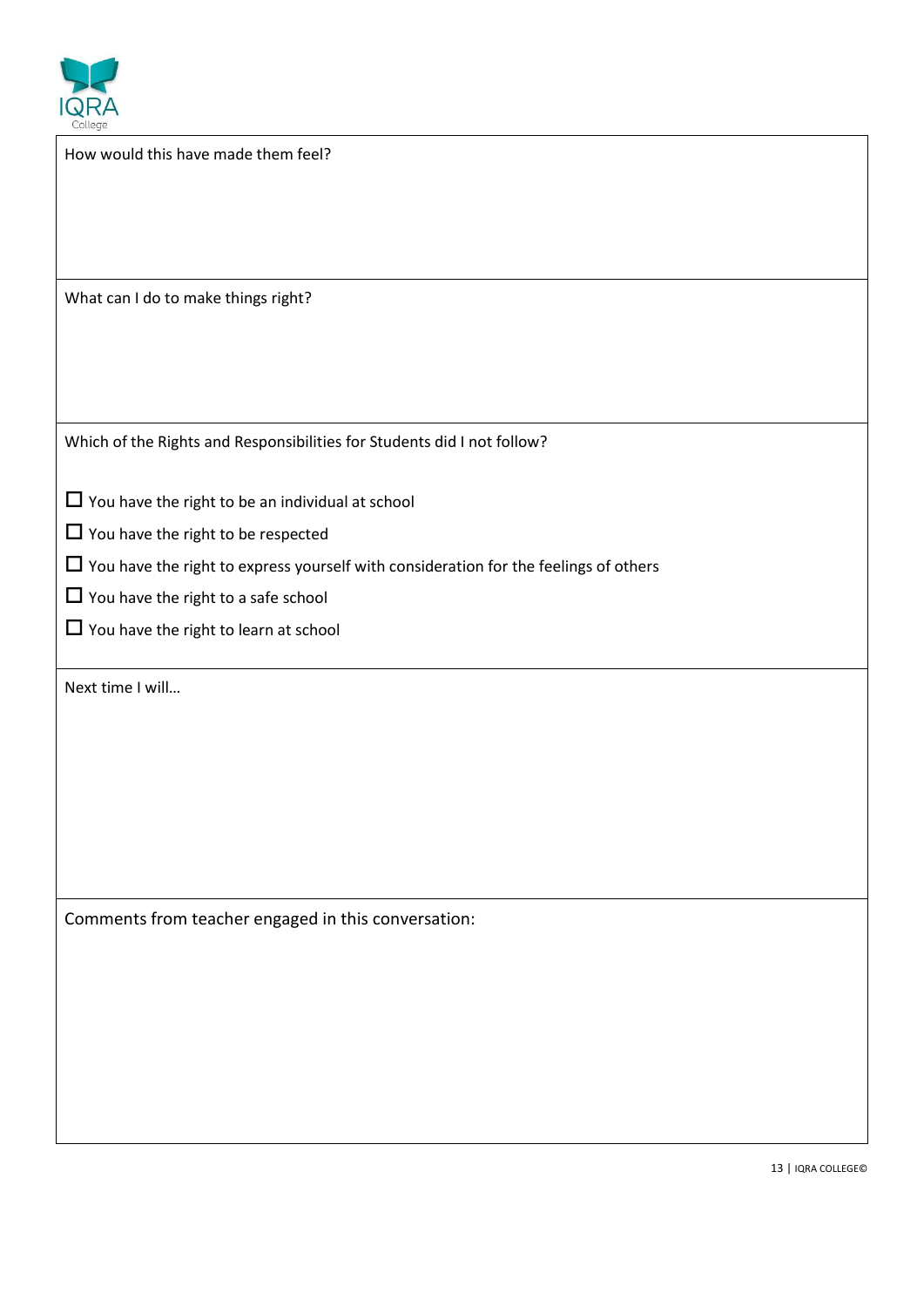How would this have made them feel?

What can I do to make things right?

Which of the Rights and Responsibilities for Students did I not follow?

- ☐ You have the right to be an individual at school
- ☐ You have the right to be respected
- ☐ You have the right to express yourself with consideration for the feelings of others
- ☐ You have the right to a safe school
- ☐ You have the right to learn at school

Next time I will…

Comments from teacher engaged in this conversation: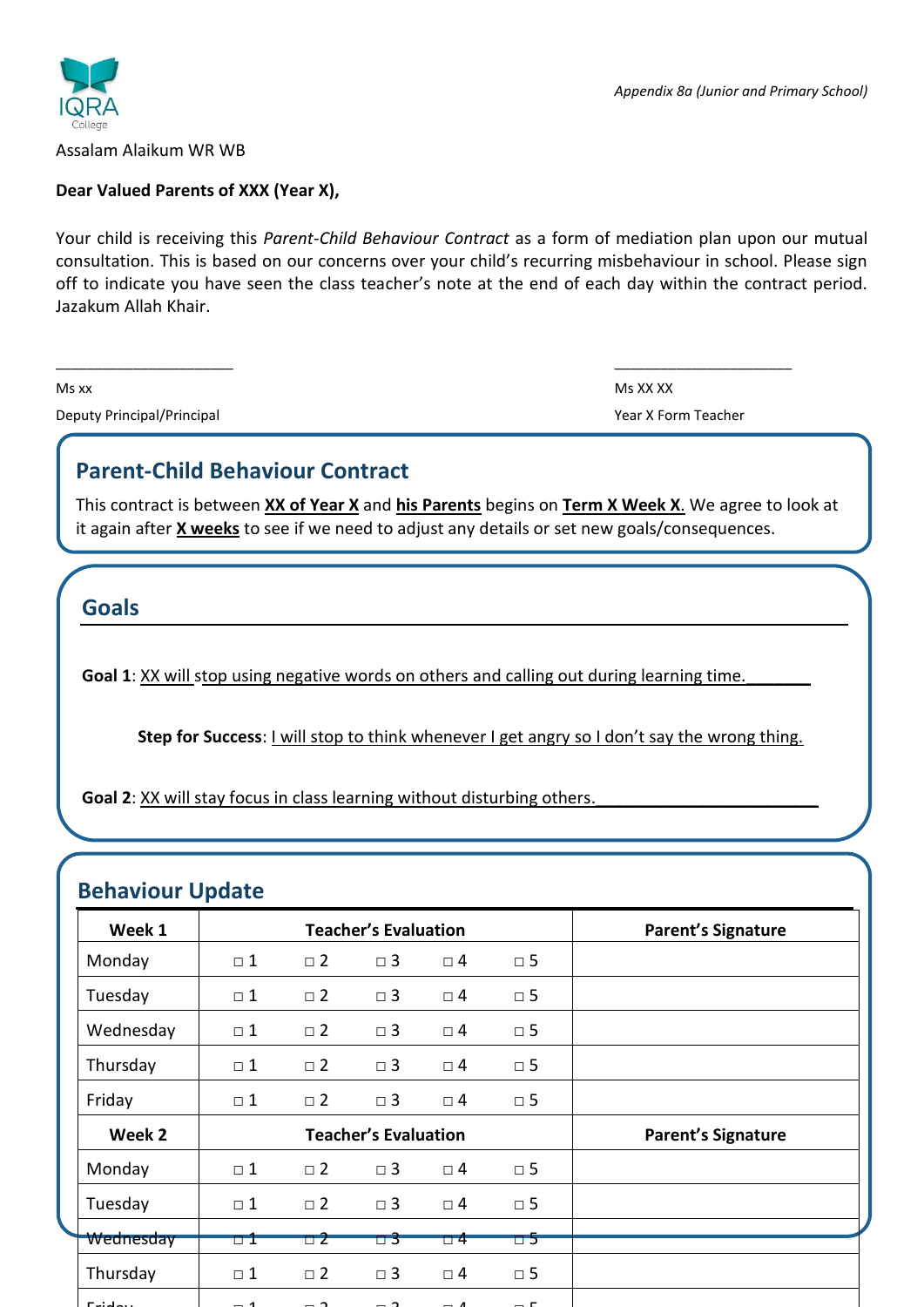Appendix 8a (Junior and Primary School)

IQRA College

Assalam Alaikum WR WB

**Dear Valued Parents of XXX (Year X),**

Your child is receiving this *Parent-Child Behaviour Contract* as a form of mediation plan upon our mutual consultation. This is based on our concerns over your child's recurring misbehaviour in school. Please sign off to indicate you have seen the class teacher's note at the end of each day within the contract period. Jazakum Allah Khair.

\_\_\_\_\_\_\_\_\_\_\_\_\_\_\_\_\_\_\_\_\_\_

Ms xx

Deputy Principal/Principal

\_\_\_\_\_\_\_\_\_\_\_\_\_\_\_\_\_\_\_\_\_\_

Ms XX XX

Year X Form Teacher

## Parent-Child Behaviour Contract

This contract is between **XX of Year X** and **his Parents** begins on **Term X Week X**. We agree to look at it again after **X weeks** to see if we need to adjust any details or set new goals/consequences.

## Goals

**Goal 1**: XX will stop using negative words on others and calling out during learning time.\_\_\_\_\_\_\_

**Step for Success**: I will stop to think whenever I get angry so I don't say the wrong thing.

**Goal 2**: XX will stay focus in class learning without disturbing others.\_\_\_\_\_\_\_\_\_\_\_\_\_\_\_\_\_\_\_\_\_\_\_\_

## Behaviour Update

| Week 1 | Teacher's Evaluation | | | | | Parent's Signature |
|---|---|---|---|---|---|---|
| Monday | □ 1 | □ 2 | □ 3 | □ 4 | □ 5 | |
| Tuesday | □ 1 | □ 2 | □ 3 | □ 4 | □ 5 | |
| Wednesday | □ 1 | □ 2 | □ 3 | □ 4 | □ 5 | |
| Thursday | □ 1 | □ 2 | □ 3 | □ 4 | □ 5 | |
| Friday | □ 1 | □ 2 | □ 3 | □ 4 | □ 5 | |
| **Week 2** | **Teacher's Evaluation** | | | | | **Parent's Signature** |
| Monday | □ 1 | □ 2 | □ 3 | □ 4 | □ 5 | |
| Tuesday | □ 1 | □ 2 | □ 3 | □ 4 | □ 5 | |
| Wednesday | □ 1 | □ 2 | □ 3 | □ 4 | □ 5 | |
| Thursday | □ 1 | □ 2 | □ 3 | □ 4 | □ 5 | |
| Friday | □ 1 | □ 2 | □ 3 | □ 4 | □ 5 | |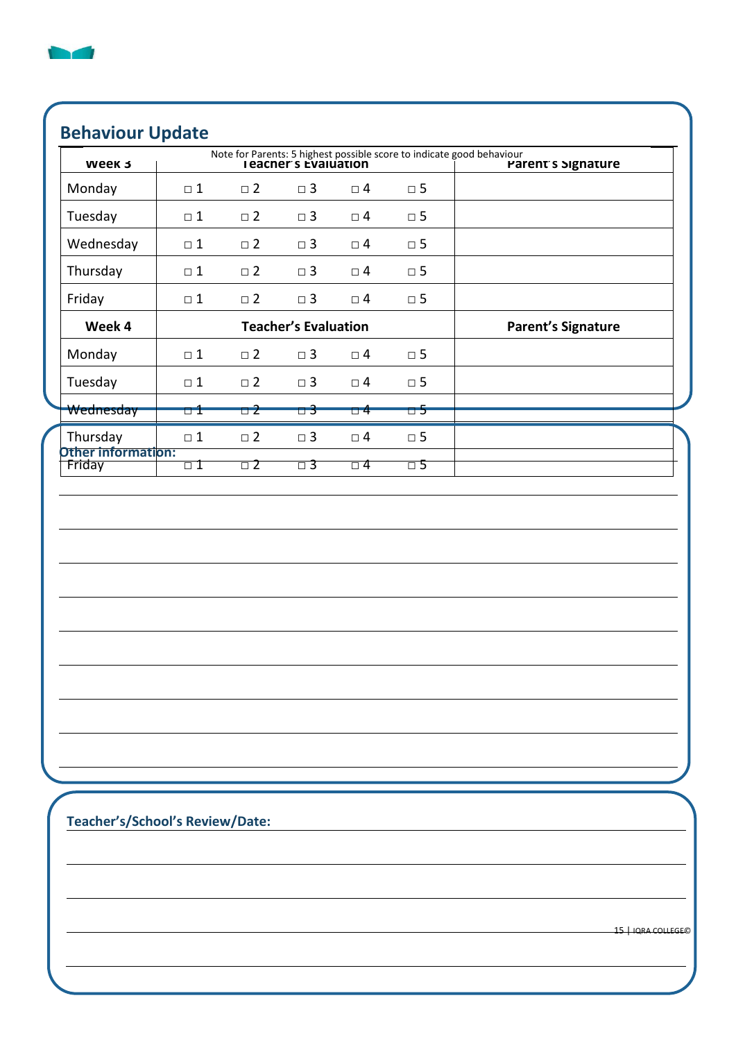## Behaviour Update

Note for Parents: 5 highest possible score to indicate good behaviour

| Week 3 | Teacher's Evaluation | | | | | Parent's Signature |
|---|---|---|---|---|---|---|
| Monday | □ 1 | □ 2 | □ 3 | □ 4 | □ 5 | |
| Tuesday | □ 1 | □ 2 | □ 3 | □ 4 | □ 5 | |
| Wednesday | □ 1 | □ 2 | □ 3 | □ 4 | □ 5 | |
| Thursday | □ 1 | □ 2 | □ 3 | □ 4 | □ 5 | |
| Friday | □ 1 | □ 2 | □ 3 | □ 4 | □ 5 | |
| **Week 4** | **Teacher's Evaluation** | | | | | **Parent's Signature** |
| Monday | □ 1 | □ 2 | □ 3 | □ 4 | □ 5 | |
| Tuesday | □ 1 | □ 2 | □ 3 | □ 4 | □ 5 | |
| Wednesday | □ 1 | □ 2 | □ 3 | □ 4 | □ 5 | |
| Thursday | □ 1 | □ 2 | □ 3 | □ 4 | □ 5 | |
| Friday | □ 1 | □ 2 | □ 3 | □ 4 | □ 5 | |

**Other information:**

**Teacher's/School's Review/Date:**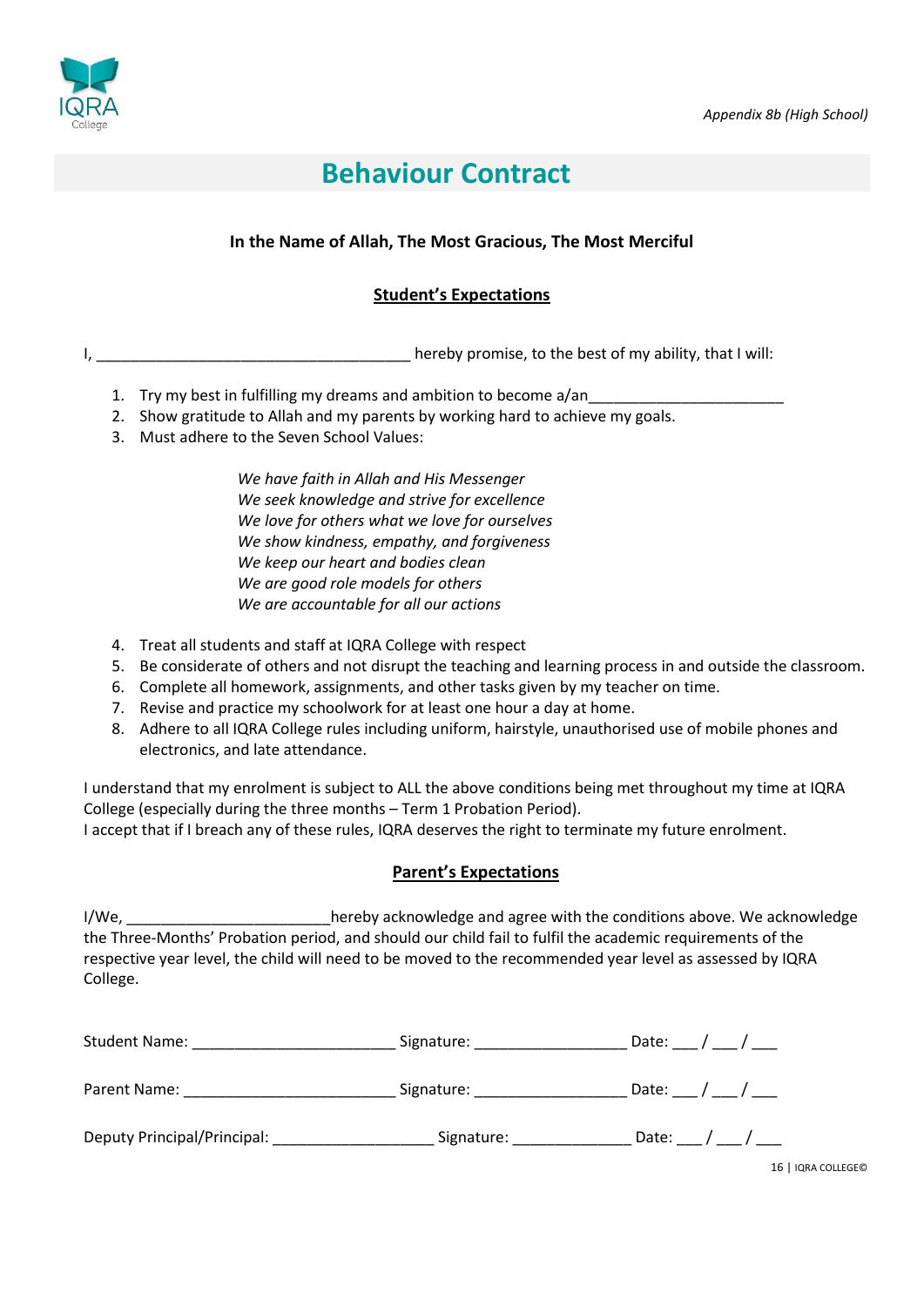Appendix 8b (High School)

# Behaviour Contract

**In the Name of Allah, The Most Gracious, The Most Merciful**

## Student's Expectations

I, _____________________________________ hereby promise, to the best of my ability, that I will:

1. Try my best in fulfilling my dreams and ambition to become a/an_______________________
2. Show gratitude to Allah and my parents by working hard to achieve my goals.
3. Must adhere to the Seven School Values:

   *We have faith in Allah and His Messenger*
   *We seek knowledge and strive for excellence*
   *We love for others what we love for ourselves*
   *We show kindness, empathy, and forgiveness*
   *We keep our heart and bodies clean*
   *We are good role models for others*
   *We are accountable for all our actions*

4. Treat all students and staff at IQRA College with respect
5. Be considerate of others and not disrupt the teaching and learning process in and outside the classroom.
6. Complete all homework, assignments, and other tasks given by my teacher on time.
7. Revise and practice my schoolwork for at least one hour a day at home.
8. Adhere to all IQRA College rules including uniform, hairstyle, unauthorised use of mobile phones and electronics, and late attendance.

I understand that my enrolment is subject to ALL the above conditions being met throughout my time at IQRA College (especially during the three months – Term 1 Probation Period).
I accept that if I breach any of these rules, IQRA deserves the right to terminate my future enrolment.

## Parent's Expectations

I/We, ________________________hereby acknowledge and agree with the conditions above. We acknowledge the Three-Months' Probation period, and should our child fail to fulfil the academic requirements of the respective year level, the child will need to be moved to the recommended year level as assessed by IQRA College.

Student Name: ________________________ Signature: __________________ Date: ___ / ___ / ___

Parent Name: _________________________ Signature: __________________ Date: ___ / ___ / ___

Deputy Principal/Principal: ___________________ Signature: ______________ Date: ___ / ___ / ___